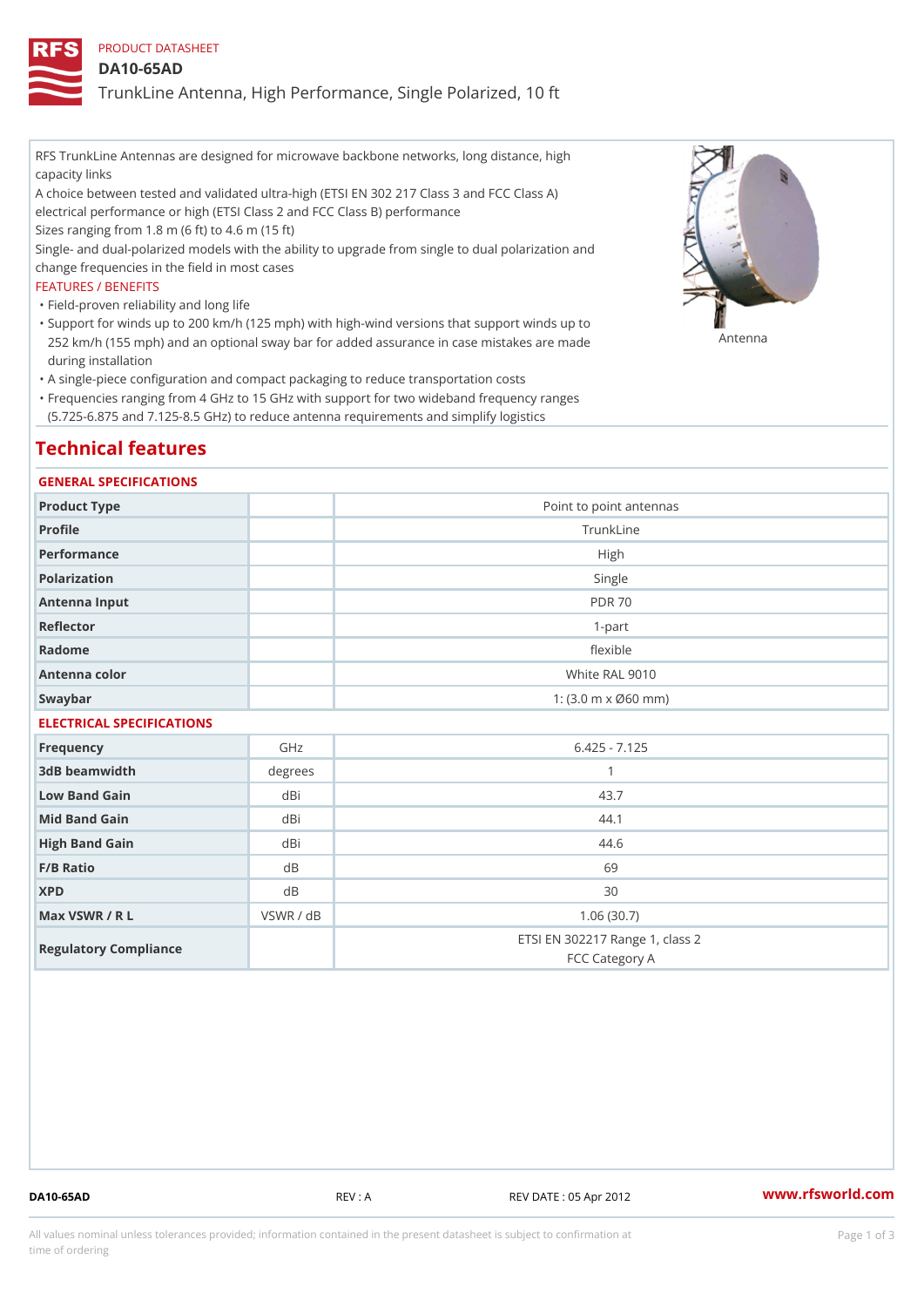PRODUCT DATASHEET

# DA10-65AD

## TrunkLine Antenna, High Performance, Single Polarized, 10 ft

RFS TrunkLine Antennas are designed for microwave backbone networks, long distance, high capacity links

A choice between tested and validated ultra-high (ETSI EN 302 217 Class 3 and FCC Class A) electrical performance or high (ETSI Class 2 and FCC Class B) performance

Sizes ranging from 1.8 m (6 ft) to 4.6 m (15 ft)

Single- and dual-polarized models with the ability to upgrade from single to dual polarization and change frequencies in the field in most cases

FEATURES / BENEFITS

- Field-proven reliability and long life
- Support for winds up to 200 km/h (125 mph) with high-wind versions that support winds up to 252 km/h (155 mph) and an optional sway bar for added assurance in case mistakes are made during installation
- A single-piece configuration and compact packaging to reduce transportation costs
- Frequencies ranging from 4 GHz to 15 GHz with support for two wideband frequency ranges (5.725-6.875 and 7.125-8.5 GHz) to reduce antenna requirements and simplify logistics

Antenna

## Technical features

### GENERAL SPECIFICATIONS

| | | |
|---|---|---|
| Product Type | | Point to point antennas |
| Profile | | TrunkLine |
| Performance | | High |
| Polarization | | Single |
| Antenna Input | | PDR 70 |
| Reflector | | 1-part |
| Radome | | flexible |
| Antenna color | | White RAL 9010 |
| Swaybar | | 1: (3.0 m x Ø60 mm) |

### ELECTRICAL SPECIFICATIONS

| | | |
|---|---|---|
| Frequency | GHz | 6.425 - 7.125 |
| 3dB beamwidth | degrees | 1 |
| Low Band Gain | dBi | 43.7 |
| Mid Band Gain | dBi | 44.1 |
| High Band Gain | dBi | 44.6 |
| F/B Ratio | dB | 69 |
| XPD | dB | 30 |
| Max VSWR / R L | VSWR / dB | 1.06 (30.7) |
| Regulatory Compliance | | ETSI EN 302217 Range 1, class 2<br>FCC Category A |

DA10-65AD REV : A REV DATE : 05 Apr 2012 www.rfsworld.com

All values nominal unless tolerances provided; information contained in the present datasheet is subject to confirmation at time of ordering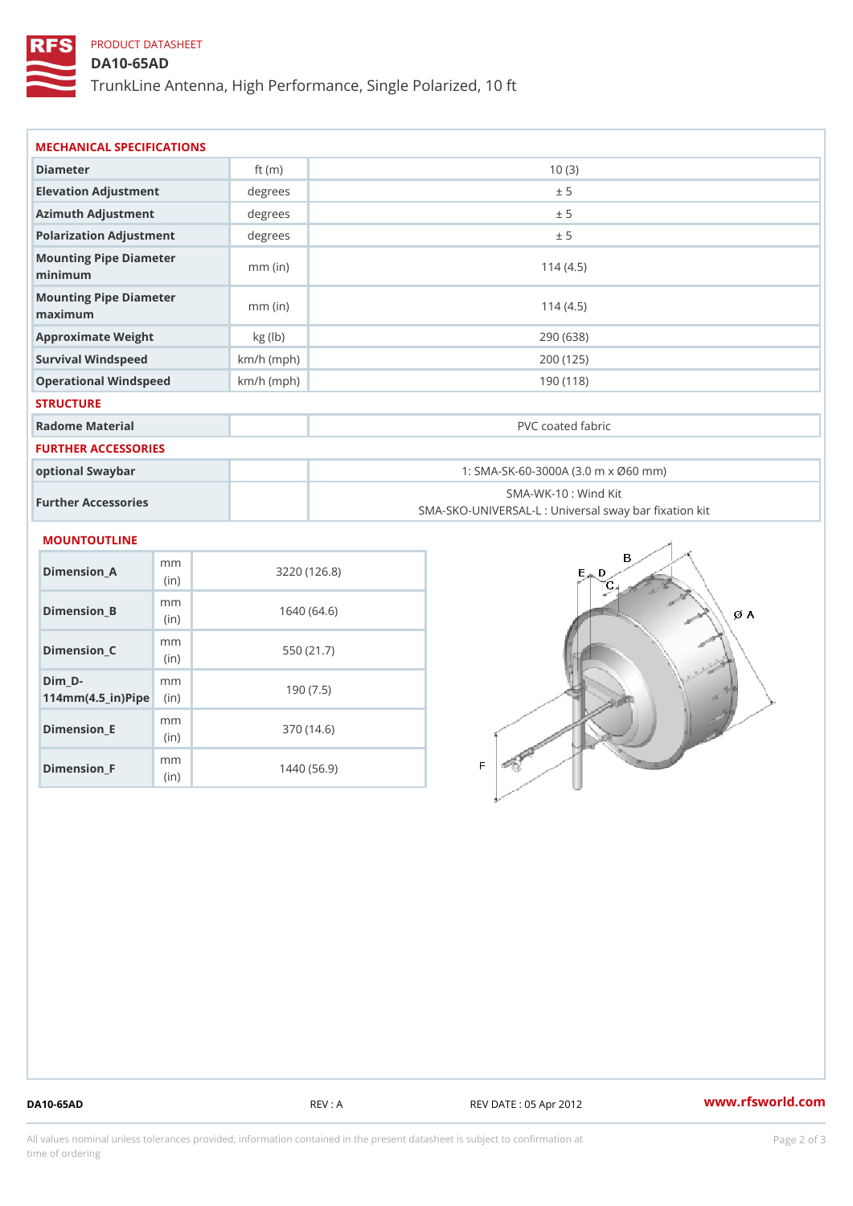PRODUCT DATASHEET

# DA10-65AD

TrunkLine Antenna, High Performance, Single Polarized, 10 ft

## MECHANICAL SPECIFICATIONS

| | | |
|---|---|---|
| Diameter | ft (m) | 10 (3) |
| Elevation Adjustment | degrees | ± 5 |
| Azimuth Adjustment | degrees | ± 5 |
| Polarization Adjustment | degrees | ± 5 |
| Mounting Pipe Diameter minimum | mm (in) | 114 (4.5) |
| Mounting Pipe Diameter maximum | mm (in) | 114 (4.5) |
| Approximate Weight | kg (lb) | 290 (638) |
| Survival Windspeed | km/h (mph) | 200 (125) |
| Operational Windspeed | km/h (mph) | 190 (118) |

## STRUCTURE

| | | |
|---|---|---|
| Radome Material | | PVC coated fabric |

## FURTHER ACCESSORIES

| | | |
|---|---|---|
| optional Swaybar | | 1: SMA-SK-60-3000A (3.0 m x Ø60 mm) |
| Further Accessories | | SMA-WK-10 : Wind Kit<br>SMA-SKO-UNIVERSAL-L : Universal sway bar fixation kit |

## MOUNTOUTLINE

| | | |
|---|---|---|
| Dimension_A | mm (in) | 3220 (126.8) |
| Dimension_B | mm (in) | 1640 (64.6) |
| Dimension_C | mm (in) | 550 (21.7) |
| Dim_D-114mm(4.5_in)Pipe | mm (in) | 190 (7.5) |
| Dimension_E | mm (in) | 370 (14.6) |
| Dimension_F | mm (in) | 1440 (56.9) |

DA10-65AD REV : A REV DATE : 05 Apr 2012 www.rfsworld.com

All values nominal unless tolerances provided; information contained in the present datasheet is subject to confirmation at time of ordering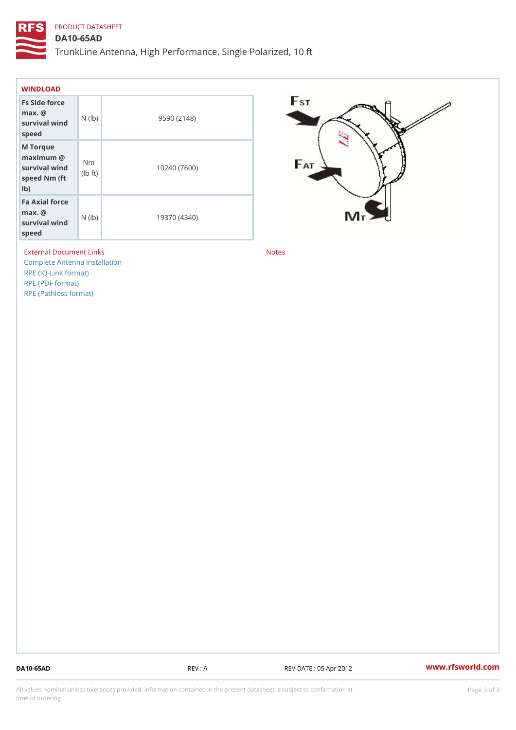PRODUCT DATASHEET

# DA10-65AD

TrunkLine Antenna, High Performance, Single Polarized, 10 ft

## WINDLOAD

| | | |
|---|---|---|
| Fs Side force max. @ survival wind speed | N (lb) | 9590 (2148) |
| M Torque maximum @ survival wind speed Nm (ft lb) | Nm (lb ft) | 10240 (7600) |
| Fa Axial force max. @ survival wind speed | N (lb) | 19370 (4340) |

FST

FAT

MT

External Document Links

Complete Antenna installation

RPE (IQ-Link format)

RPE (PDF format)

RPE (Pathloss format)

Notes

DA10-65AD REV : A REV DATE : 05 Apr 2012 www.rfsworld.com

All values nominal unless tolerances provided; information contained in the present datasheet is subject to confirmation at time of ordering